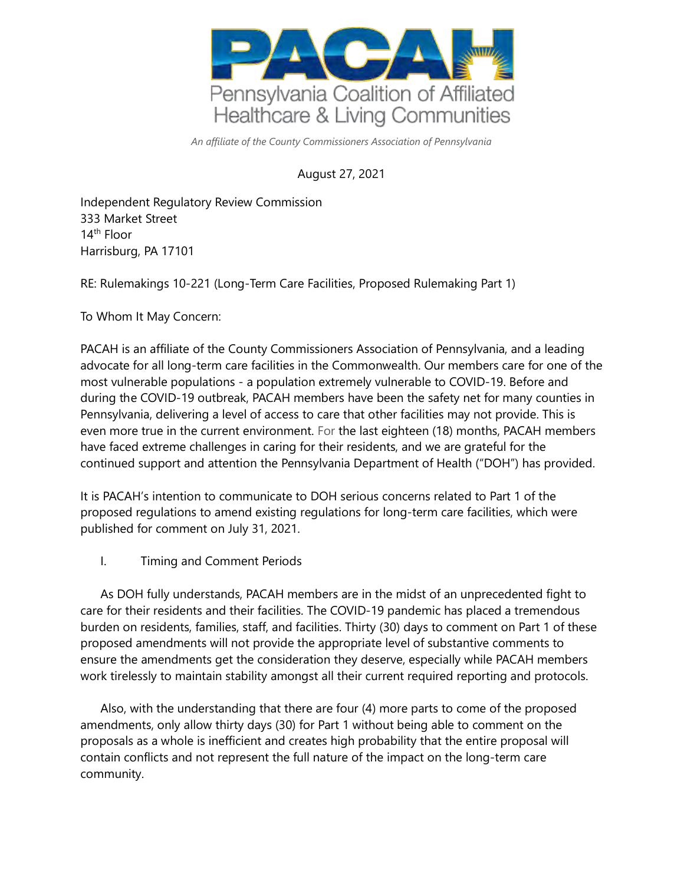# PACAH

Pennsylvania Coalition of Affiliated Healthcare & Living Communities

*An affiliate of the County Commissioners Association of Pennsylvania*

August 27, 2021

Independent Regulatory Review Commission
333 Market Street
14th Floor
Harrisburg, PA 17101

RE: Rulemakings 10-221 (Long-Term Care Facilities, Proposed Rulemaking Part 1)

To Whom It May Concern:

PACAH is an affiliate of the County Commissioners Association of Pennsylvania, and a leading advocate for all long-term care facilities in the Commonwealth. Our members care for one of the most vulnerable populations - a population extremely vulnerable to COVID-19. Before and during the COVID-19 outbreak, PACAH members have been the safety net for many counties in Pennsylvania, delivering a level of access to care that other facilities may not provide. This is even more true in the current environment. For the last eighteen (18) months, PACAH members have faced extreme challenges in caring for their residents, and we are grateful for the continued support and attention the Pennsylvania Department of Health ("DOH") has provided.

It is PACAH's intention to communicate to DOH serious concerns related to Part 1 of the proposed regulations to amend existing regulations for long-term care facilities, which were published for comment on July 31, 2021.

I. Timing and Comment Periods

As DOH fully understands, PACAH members are in the midst of an unprecedented fight to care for their residents and their facilities. The COVID-19 pandemic has placed a tremendous burden on residents, families, staff, and facilities. Thirty (30) days to comment on Part 1 of these proposed amendments will not provide the appropriate level of substantive comments to ensure the amendments get the consideration they deserve, especially while PACAH members work tirelessly to maintain stability amongst all their current required reporting and protocols.

Also, with the understanding that there are four (4) more parts to come of the proposed amendments, only allow thirty days (30) for Part 1 without being able to comment on the proposals as a whole is inefficient and creates high probability that the entire proposal will contain conflicts and not represent the full nature of the impact on the long-term care community.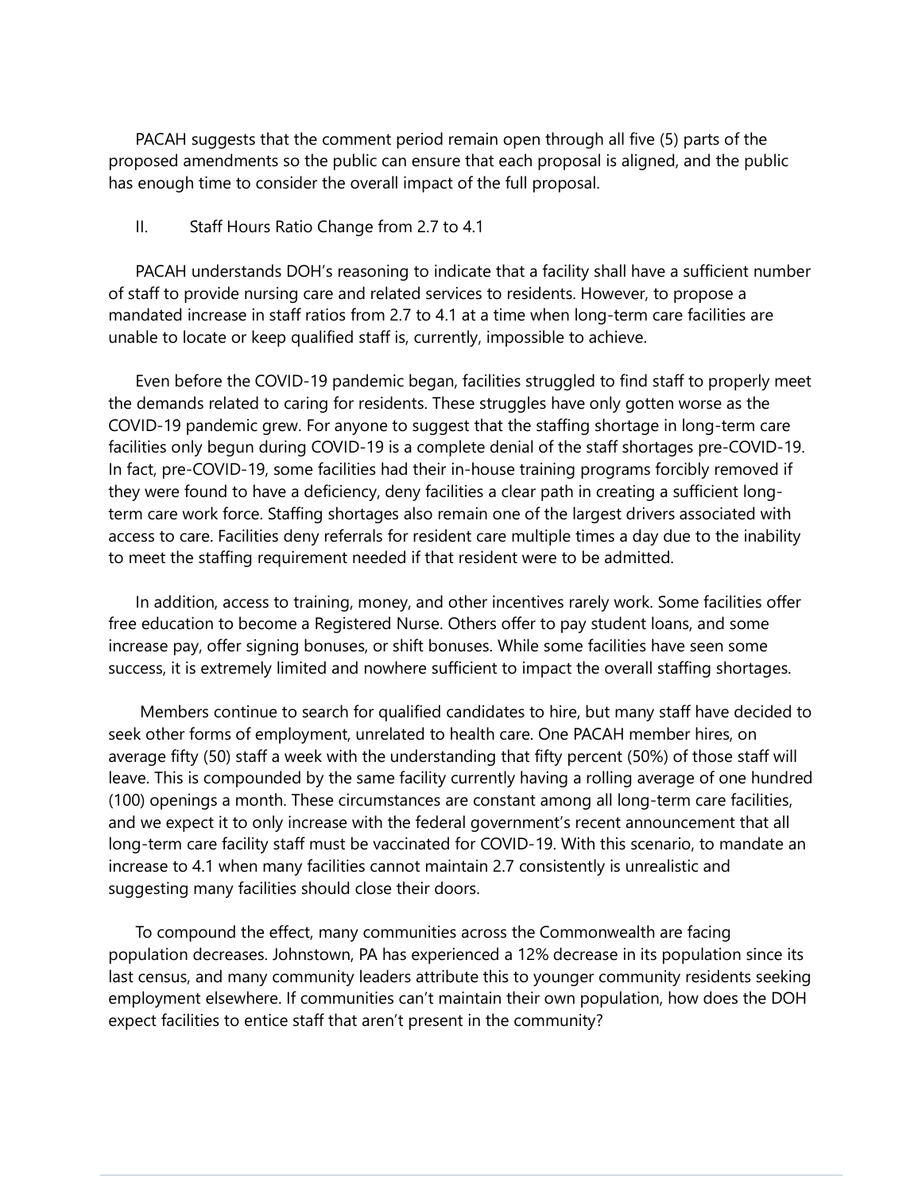PACAH suggests that the comment period remain open through all five (5) parts of the proposed amendments so the public can ensure that each proposal is aligned, and the public has enough time to consider the overall impact of the full proposal.

## II. Staff Hours Ratio Change from 2.7 to 4.1

PACAH understands DOH's reasoning to indicate that a facility shall have a sufficient number of staff to provide nursing care and related services to residents. However, to propose a mandated increase in staff ratios from 2.7 to 4.1 at a time when long-term care facilities are unable to locate or keep qualified staff is, currently, impossible to achieve.

Even before the COVID-19 pandemic began, facilities struggled to find staff to properly meet the demands related to caring for residents. These struggles have only gotten worse as the COVID-19 pandemic grew. For anyone to suggest that the staffing shortage in long-term care facilities only begun during COVID-19 is a complete denial of the staff shortages pre-COVID-19. In fact, pre-COVID-19, some facilities had their in-house training programs forcibly removed if they were found to have a deficiency, deny facilities a clear path in creating a sufficient long-term care work force. Staffing shortages also remain one of the largest drivers associated with access to care. Facilities deny referrals for resident care multiple times a day due to the inability to meet the staffing requirement needed if that resident were to be admitted.

In addition, access to training, money, and other incentives rarely work. Some facilities offer free education to become a Registered Nurse. Others offer to pay student loans, and some increase pay, offer signing bonuses, or shift bonuses. While some facilities have seen some success, it is extremely limited and nowhere sufficient to impact the overall staffing shortages.

Members continue to search for qualified candidates to hire, but many staff have decided to seek other forms of employment, unrelated to health care. One PACAH member hires, on average fifty (50) staff a week with the understanding that fifty percent (50%) of those staff will leave. This is compounded by the same facility currently having a rolling average of one hundred (100) openings a month. These circumstances are constant among all long-term care facilities, and we expect it to only increase with the federal government's recent announcement that all long-term care facility staff must be vaccinated for COVID-19. With this scenario, to mandate an increase to 4.1 when many facilities cannot maintain 2.7 consistently is unrealistic and suggesting many facilities should close their doors.

To compound the effect, many communities across the Commonwealth are facing population decreases. Johnstown, PA has experienced a 12% decrease in its population since its last census, and many community leaders attribute this to younger community residents seeking employment elsewhere. If communities can't maintain their own population, how does the DOH expect facilities to entice staff that aren't present in the community?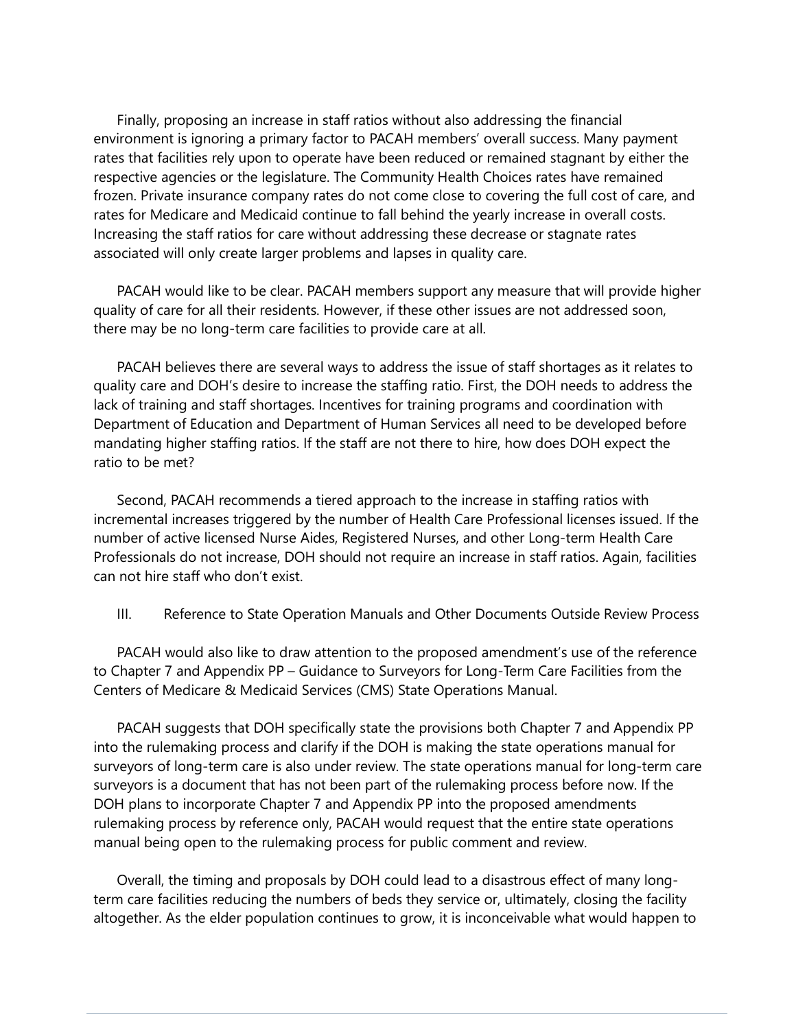Finally, proposing an increase in staff ratios without also addressing the financial environment is ignoring a primary factor to PACAH members' overall success. Many payment rates that facilities rely upon to operate have been reduced or remained stagnant by either the respective agencies or the legislature. The Community Health Choices rates have remained frozen. Private insurance company rates do not come close to covering the full cost of care, and rates for Medicare and Medicaid continue to fall behind the yearly increase in overall costs. Increasing the staff ratios for care without addressing these decrease or stagnate rates associated will only create larger problems and lapses in quality care.

PACAH would like to be clear. PACAH members support any measure that will provide higher quality of care for all their residents. However, if these other issues are not addressed soon, there may be no long-term care facilities to provide care at all.

PACAH believes there are several ways to address the issue of staff shortages as it relates to quality care and DOH's desire to increase the staffing ratio. First, the DOH needs to address the lack of training and staff shortages. Incentives for training programs and coordination with Department of Education and Department of Human Services all need to be developed before mandating higher staffing ratios. If the staff are not there to hire, how does DOH expect the ratio to be met?

Second, PACAH recommends a tiered approach to the increase in staffing ratios with incremental increases triggered by the number of Health Care Professional licenses issued. If the number of active licensed Nurse Aides, Registered Nurses, and other Long-term Health Care Professionals do not increase, DOH should not require an increase in staff ratios. Again, facilities can not hire staff who don't exist.

## III. Reference to State Operation Manuals and Other Documents Outside Review Process

PACAH would also like to draw attention to the proposed amendment's use of the reference to Chapter 7 and Appendix PP – Guidance to Surveyors for Long-Term Care Facilities from the Centers of Medicare & Medicaid Services (CMS) State Operations Manual.

PACAH suggests that DOH specifically state the provisions both Chapter 7 and Appendix PP into the rulemaking process and clarify if the DOH is making the state operations manual for surveyors of long-term care is also under review. The state operations manual for long-term care surveyors is a document that has not been part of the rulemaking process before now. If the DOH plans to incorporate Chapter 7 and Appendix PP into the proposed amendments rulemaking process by reference only, PACAH would request that the entire state operations manual being open to the rulemaking process for public comment and review.

Overall, the timing and proposals by DOH could lead to a disastrous effect of many long-term care facilities reducing the numbers of beds they service or, ultimately, closing the facility altogether. As the elder population continues to grow, it is inconceivable what would happen to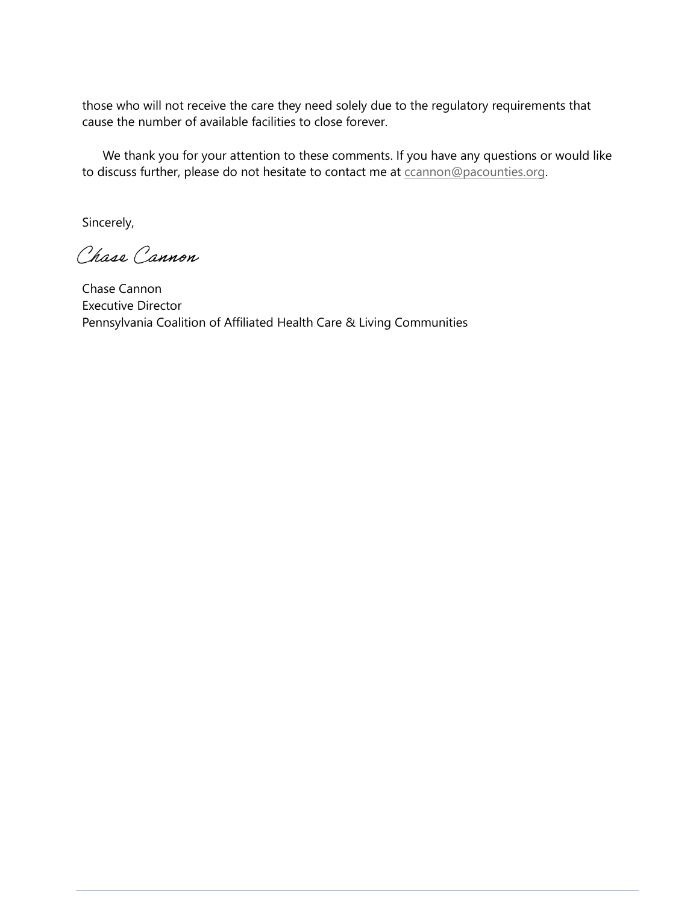those who will not receive the care they need solely due to the regulatory requirements that cause the number of available facilities to close forever.

We thank you for your attention to these comments. If you have any questions or would like to discuss further, please do not hesitate to contact me at ccannon@pacounties.org.

Sincerely,

Chase Cannon

Chase Cannon
Executive Director
Pennsylvania Coalition of Affiliated Health Care & Living Communities